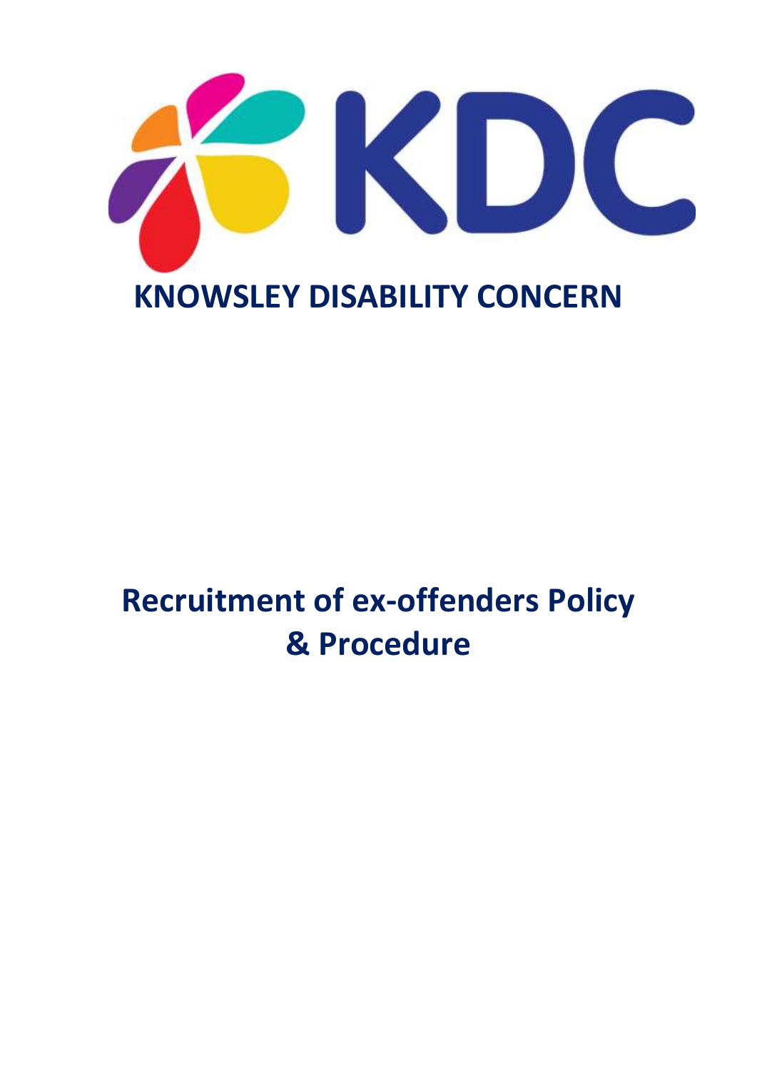KDC

# KNOWSLEY DISABILITY CONCERN

# Recruitment of ex-offenders Policy & Procedure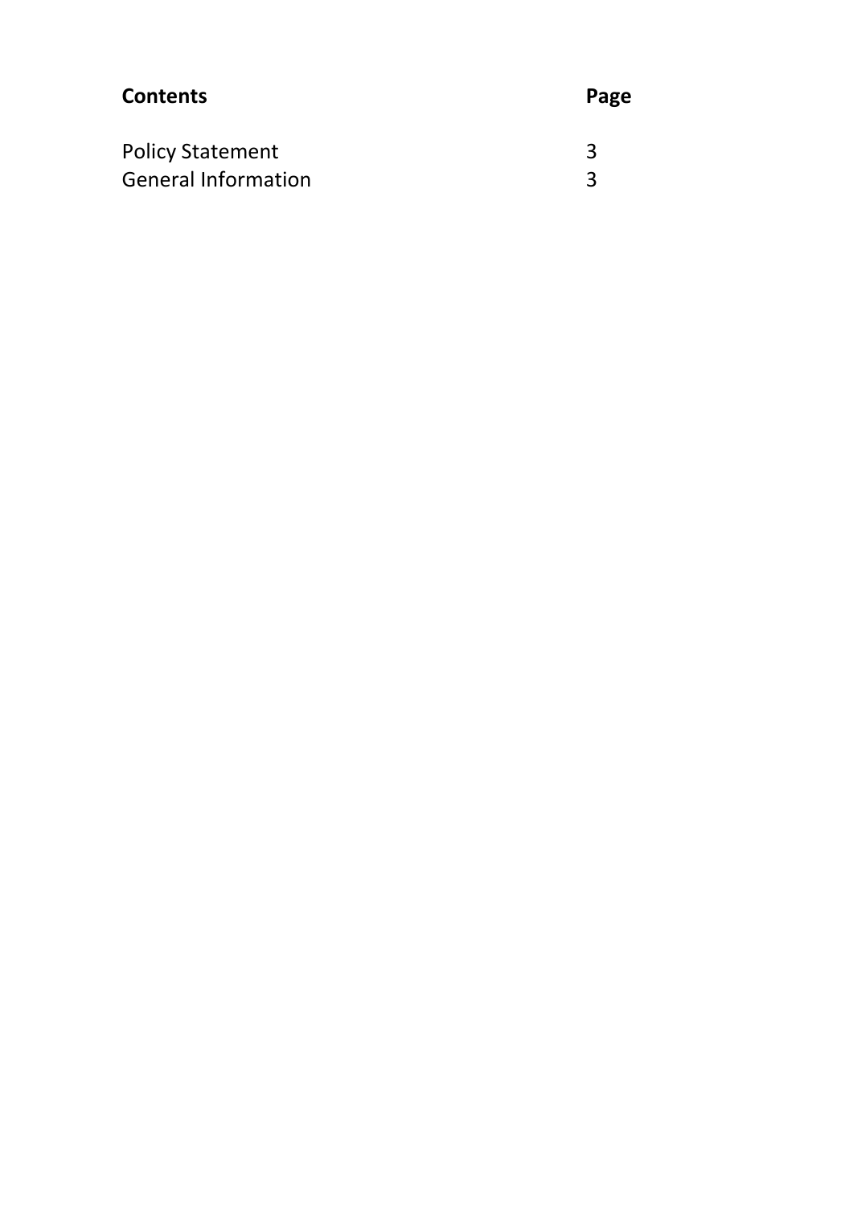| **Contents** | **Page** |
| --- | --- |
| Policy Statement | 3 |
| General Information | 3 |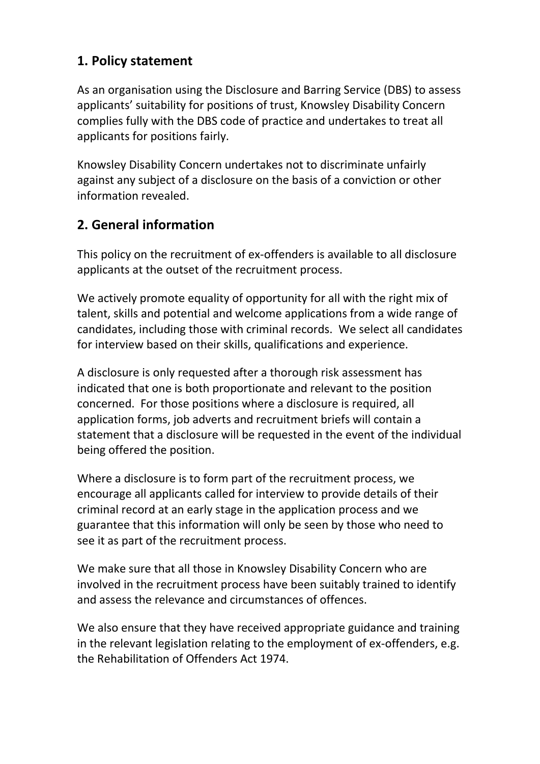## 1. Policy statement

As an organisation using the Disclosure and Barring Service (DBS) to assess applicants' suitability for positions of trust, Knowsley Disability Concern complies fully with the DBS code of practice and undertakes to treat all applicants for positions fairly.

Knowsley Disability Concern undertakes not to discriminate unfairly against any subject of a disclosure on the basis of a conviction or other information revealed.

## 2. General information

This policy on the recruitment of ex-offenders is available to all disclosure applicants at the outset of the recruitment process.

We actively promote equality of opportunity for all with the right mix of talent, skills and potential and welcome applications from a wide range of candidates, including those with criminal records. We select all candidates for interview based on their skills, qualifications and experience.

A disclosure is only requested after a thorough risk assessment has indicated that one is both proportionate and relevant to the position concerned. For those positions where a disclosure is required, all application forms, job adverts and recruitment briefs will contain a statement that a disclosure will be requested in the event of the individual being offered the position.

Where a disclosure is to form part of the recruitment process, we encourage all applicants called for interview to provide details of their criminal record at an early stage in the application process and we guarantee that this information will only be seen by those who need to see it as part of the recruitment process.

We make sure that all those in Knowsley Disability Concern who are involved in the recruitment process have been suitably trained to identify and assess the relevance and circumstances of offences.

We also ensure that they have received appropriate guidance and training in the relevant legislation relating to the employment of ex-offenders, e.g. the Rehabilitation of Offenders Act 1974.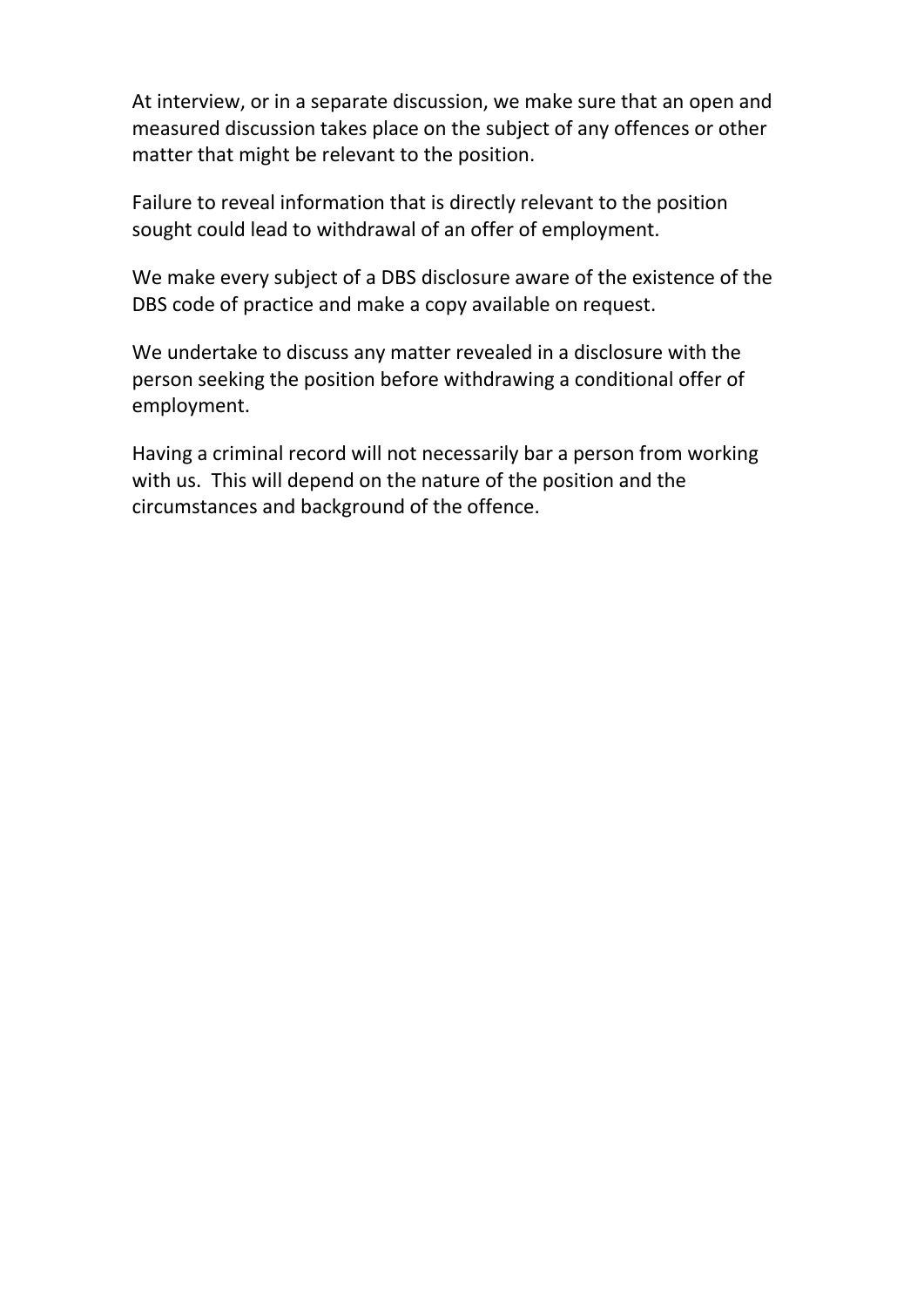At interview, or in a separate discussion, we make sure that an open and measured discussion takes place on the subject of any offences or other matter that might be relevant to the position.

Failure to reveal information that is directly relevant to the position sought could lead to withdrawal of an offer of employment.

We make every subject of a DBS disclosure aware of the existence of the DBS code of practice and make a copy available on request.

We undertake to discuss any matter revealed in a disclosure with the person seeking the position before withdrawing a conditional offer of employment.

Having a criminal record will not necessarily bar a person from working with us. This will depend on the nature of the position and the circumstances and background of the offence.